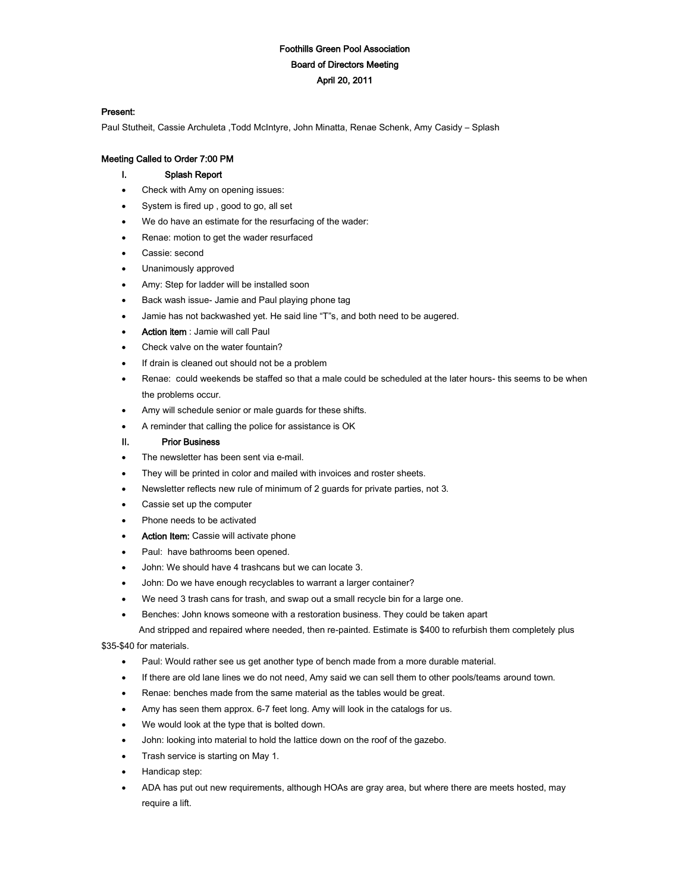# Foothills Green Pool Association

## Board of Directors Meeting

### April 20, 2011

**Present:**

Paul Stutheit, Cassie Archuleta ,Todd McIntyre, John Minatta, Renae Schenk, Amy Casidy – Splash

**Meeting Called to Order 7:00 PM**

I. **Splash Report**

- Check with Amy on opening issues:
- System is fired up , good to go, all set
- We do have an estimate for the resurfacing of the wader:
- Renae: motion to get the wader resurfaced
- Cassie: second
- Unanimously approved
- Amy: Step for ladder will be installed soon
- Back wash issue- Jamie and Paul playing phone tag
- Jamie has not backwashed yet. He said line "T"s, and both need to be augered.
- **Action item** : Jamie will call Paul
- Check valve on the water fountain?
- If drain is cleaned out should not be a problem
- Renae: could weekends be staffed so that a male could be scheduled at the later hours- this seems to be when the problems occur.
- Amy will schedule senior or male guards for these shifts.
- A reminder that calling the police for assistance is OK

II. **Prior Business**

- The newsletter has been sent via e-mail.
- They will be printed in color and mailed with invoices and roster sheets.
- Newsletter reflects new rule of minimum of 2 guards for private parties, not 3.
- Cassie set up the computer
- Phone needs to be activated
- **Action Item:** Cassie will activate phone
- Paul: have bathrooms been opened.
- John: We should have 4 trashcans but we can locate 3.
- John: Do we have enough recyclables to warrant a larger container?
- We need 3 trash cans for trash, and swap out a small recycle bin for a large one.
- Benches: John knows someone with a restoration business. They could be taken apart And stripped and repaired where needed, then re-painted. Estimate is $400 to refurbish them completely plus $35-$40 for materials.
- Paul: Would rather see us get another type of bench made from a more durable material.
- If there are old lane lines we do not need, Amy said we can sell them to other pools/teams around town.
- Renae: benches made from the same material as the tables would be great.
- Amy has seen them approx. 6-7 feet long. Amy will look in the catalogs for us.
- We would look at the type that is bolted down.
- John: looking into material to hold the lattice down on the roof of the gazebo.
- Trash service is starting on May 1.
- Handicap step:
- ADA has put out new requirements, although HOAs are gray area, but where there are meets hosted, may require a lift.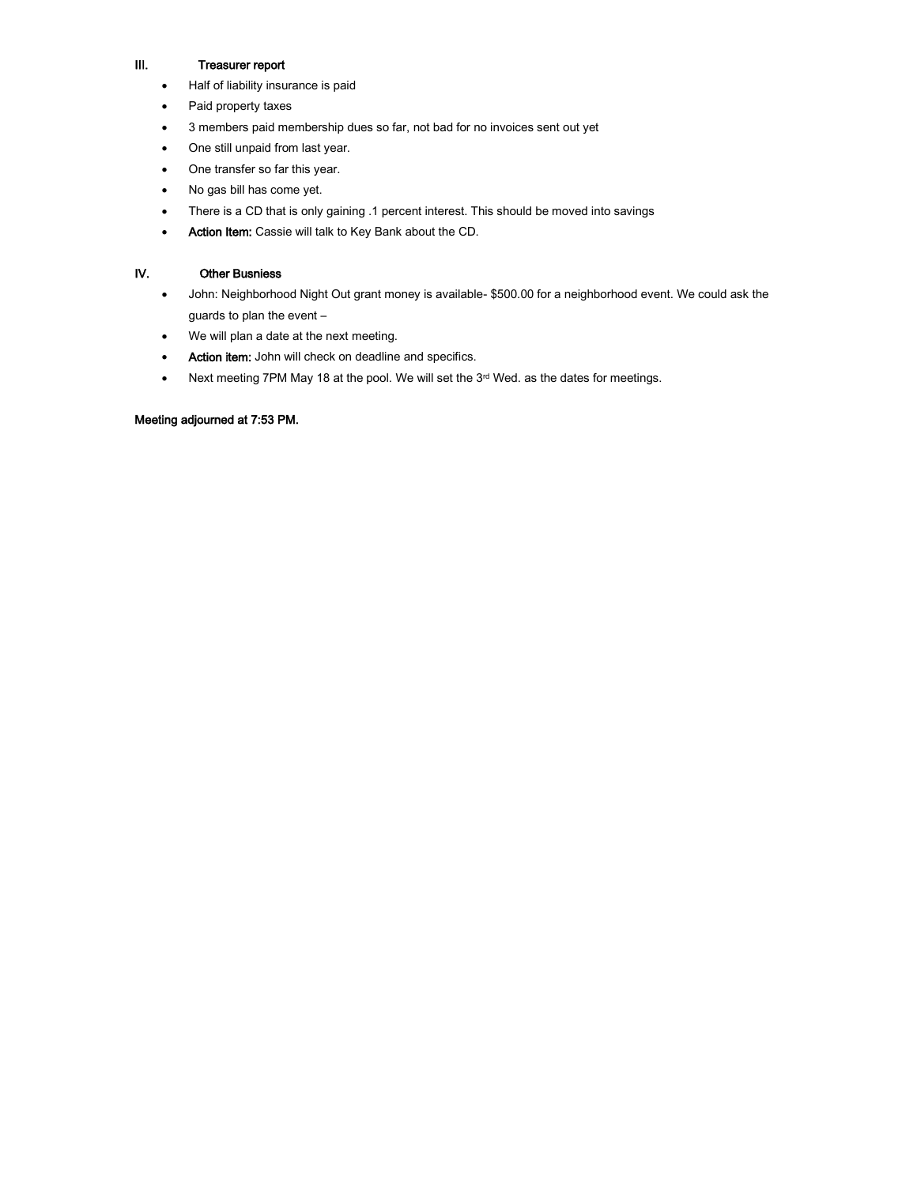## III. Treasurer report

- Half of liability insurance is paid
- Paid property taxes
- 3 members paid membership dues so far, not bad for no invoices sent out yet
- One still unpaid from last year.
- One transfer so far this year.
- No gas bill has come yet.
- There is a CD that is only gaining .1 percent interest. This should be moved into savings
- **Action Item:** Cassie will talk to Key Bank about the CD.

## IV. Other Busniess

- John: Neighborhood Night Out grant money is available- $500.00 for a neighborhood event. We could ask the guards to plan the event –
- We will plan a date at the next meeting.
- **Action item:** John will check on deadline and specifics.
- Next meeting 7PM May 18 at the pool. We will set the 3rd Wed. as the dates for meetings.

**Meeting adjourned at 7:53 PM.**